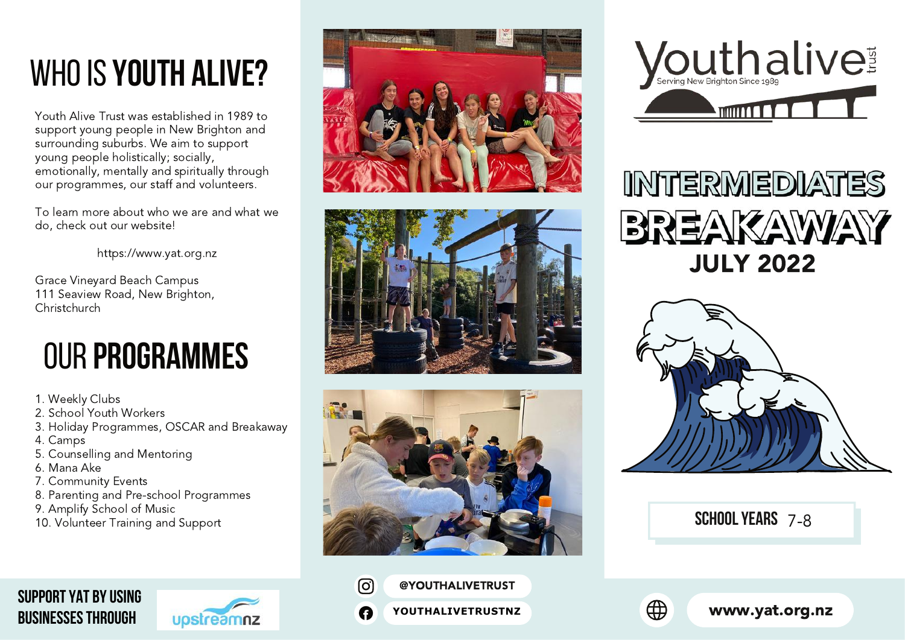# WHO IS **YOUTH ALIVE?**

Youth Alive Trust was established in 1989 to support young people in New Brighton and surrounding suburbs. We aim to support young people holistically; socially, emotionally, mentally and spiritually through our programmes, our staff and volunteers.

To learn more about who we are and what we do, check out our website!

https://www.yat.org.nz

Grace Vineyard Beach Campus
111 Seaview Road, New Brighton,
Christchurch

# OUR **PROGRAMMES**

1. Weekly Clubs
2. School Youth Workers
3. Holiday Programmes, OSCAR and Breakaway
4. Camps
5. Counselling and Mentoring
6. Mana Ake
7. Community Events
8. Parenting and Pre-school Programmes
9. Amplify School of Music
10. Volunteer Training and Support

**SUPPORT YAT BY USING BUSINESSES THROUGH** upstreamnz

@YOUTHALIVETRUST

YOUTHALIVETRUSTNZ

Youth alive trust
Serving New Brighton Since 1989

# INTERMEDIATES BREAKAWAY

## JULY 2022

SCHOOL YEARS 7-8

www.yat.org.nz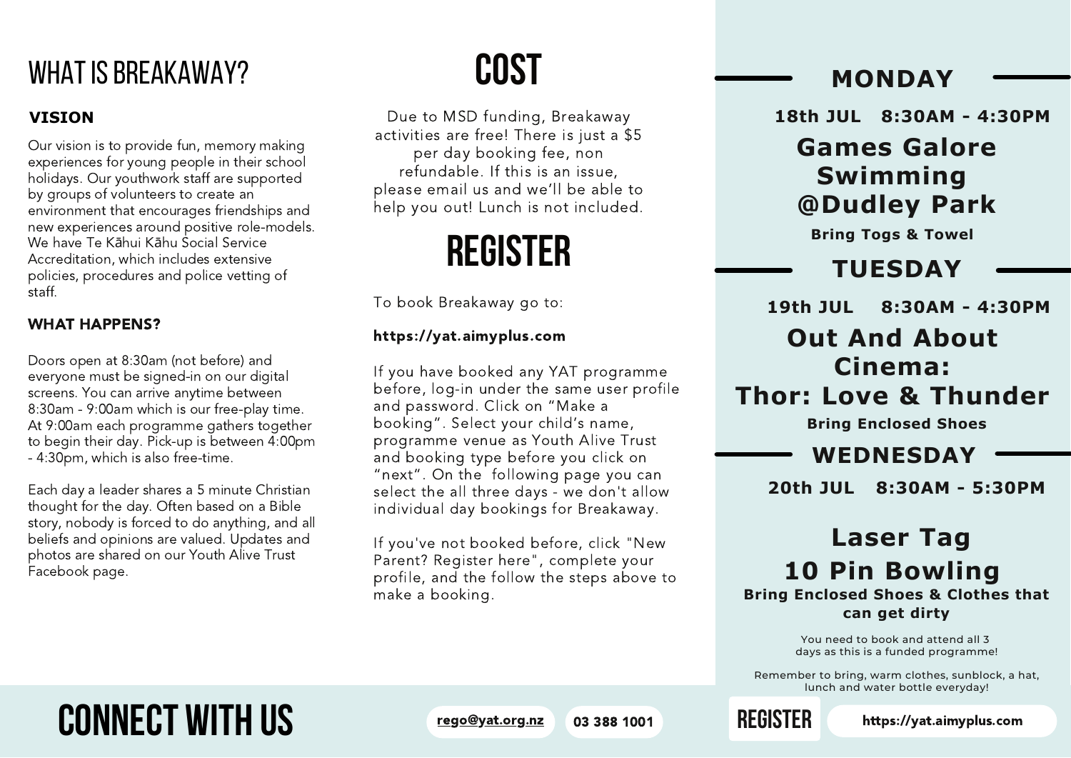# WHAT IS BREAKAWAY?

### VISION

Our vision is to provide fun, memory making experiences for young people in their school holidays. Our youthwork staff are supported by groups of volunteers to create an environment that encourages friendships and new experiences around positive role-models. We have Te Kāhui Kāhu Social Service Accreditation, which includes extensive policies, procedures and police vetting of staff.

### WHAT HAPPENS?

Doors open at 8:30am (not before) and everyone must be signed-in on our digital screens. You can arrive anytime between 8:30am - 9:00am which is our free-play time. At 9:00am each programme gathers together to begin their day. Pick-up is between 4:00pm - 4:30pm, which is also free-time.

Each day a leader shares a 5 minute Christian thought for the day. Often based on a Bible story, nobody is forced to do anything, and all beliefs and opinions are valued. Updates and photos are shared on our Youth Alive Trust Facebook page.

# COST

Due to MSD funding, Breakaway activities are free! There is just a $5 per day booking fee, non refundable. If this is an issue, please email us and we'll be able to help you out! Lunch is not included.

# REGISTER

To book Breakaway go to:

**https://yat.aimyplus.com**

If you have booked any YAT programme before, log-in under the same user profile and password. Click on "Make a booking". Select your child's name, programme venue as Youth Alive Trust and booking type before you click on "next". On the following page you can select the all three days - we don't allow individual day bookings for Breakaway.

If you've not booked before, click "New Parent? Register here", complete your profile, and the follow the steps above to make a booking.

## MONDAY

**18th JUL 8:30AM - 4:30PM**

**Games Galore**
**Swimming @Dudley Park**

**Bring Togs & Towel**

## TUESDAY

**19th JUL 8:30AM - 4:30PM**

**Out And About**
**Cinema: Thor: Love & Thunder**

**Bring Enclosed Shoes**

## WEDNESDAY

**20th JUL 8:30AM - 5:30PM**

**Laser Tag**
**10 Pin Bowling**

**Bring Enclosed Shoes & Clothes that can get dirty**

You need to book and attend all 3 days as this is a funded programme!

Remember to bring, warm clothes, sunblock, a hat, lunch and water bottle everyday!

# CONNECT WITH US

rego@yat.org.nz

03 388 1001

REGISTER **https://yat.aimyplus.com**